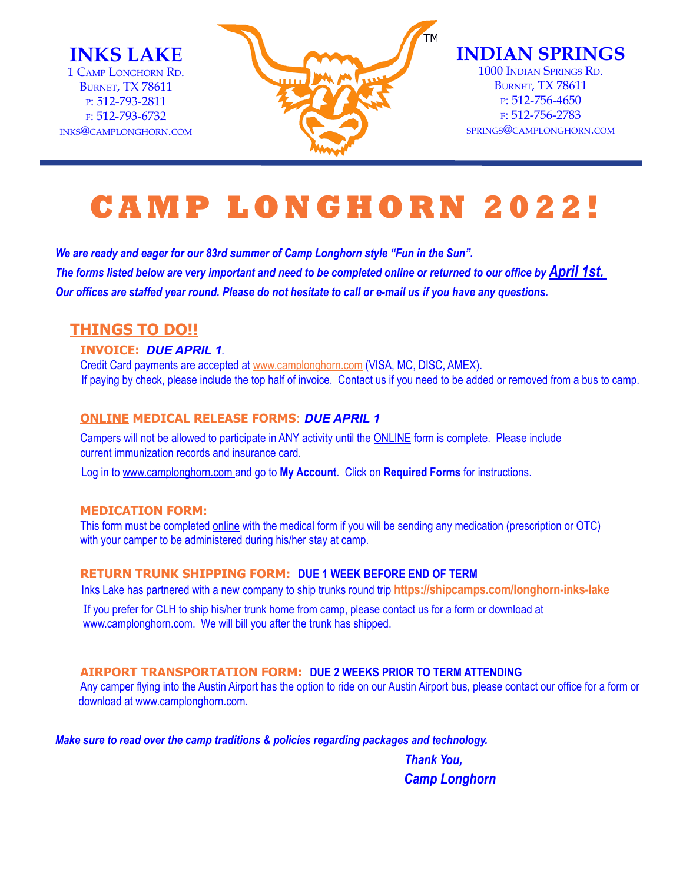**INKS LAKE**
1 Camp Longhorn Rd.
Burnet, TX 78611
P: 512-793-2811
F: 512-793-6732
inks@camplonghorn.com

**INDIAN SPRINGS**
1000 Indian Springs Rd.
Burnet, TX 78611
P: 512-756-4650
F: 512-756-2783
springs@camplonghorn.com

# CAMP LONGHORN 2022!

*We are ready and eager for our 83rd summer of Camp Longhorn style "Fun in the Sun".*
*The forms listed below are very important and need to be completed online or returned to our office by April 1st.*
*Our offices are staffed year round. Please do not hesitate to call or e-mail us if you have any questions.*

## THINGS TO DO!!

### INVOICE: *DUE APRIL 1*.

Credit Card payments are accepted at www.camplonghorn.com (VISA, MC, DISC, AMEX).
If paying by check, please include the top half of invoice. Contact us if you need to be added or removed from a bus to camp.

### ONLINE MEDICAL RELEASE FORMS: *DUE APRIL 1*

Campers will not be allowed to participate in ANY activity until the ONLINE form is complete. Please include current immunization records and insurance card.

Log in to www.camplonghorn.com and go to **My Account**. Click on **Required Forms** for instructions.

### MEDICATION FORM:

This form must be completed online with the medical form if you will be sending any medication (prescription or OTC) with your camper to be administered during his/her stay at camp.

### RETURN TRUNK SHIPPING FORM: DUE 1 WEEK BEFORE END OF TERM

Inks Lake has partnered with a new company to ship trunks round trip **https://shipcamps.com/longhorn-inks-lake**

If you prefer for CLH to ship his/her trunk home from camp, please contact us for a form or download at www.camplonghorn.com. We will bill you after the trunk has shipped.

### AIRPORT TRANSPORTATION FORM: DUE 2 WEEKS PRIOR TO TERM ATTENDING

Any camper flying into the Austin Airport has the option to ride on our Austin Airport bus, please contact our office for a form or download at www.camplonghorn.com.

*Make sure to read over the camp traditions & policies regarding packages and technology.*

*Thank You,*
*Camp Longhorn*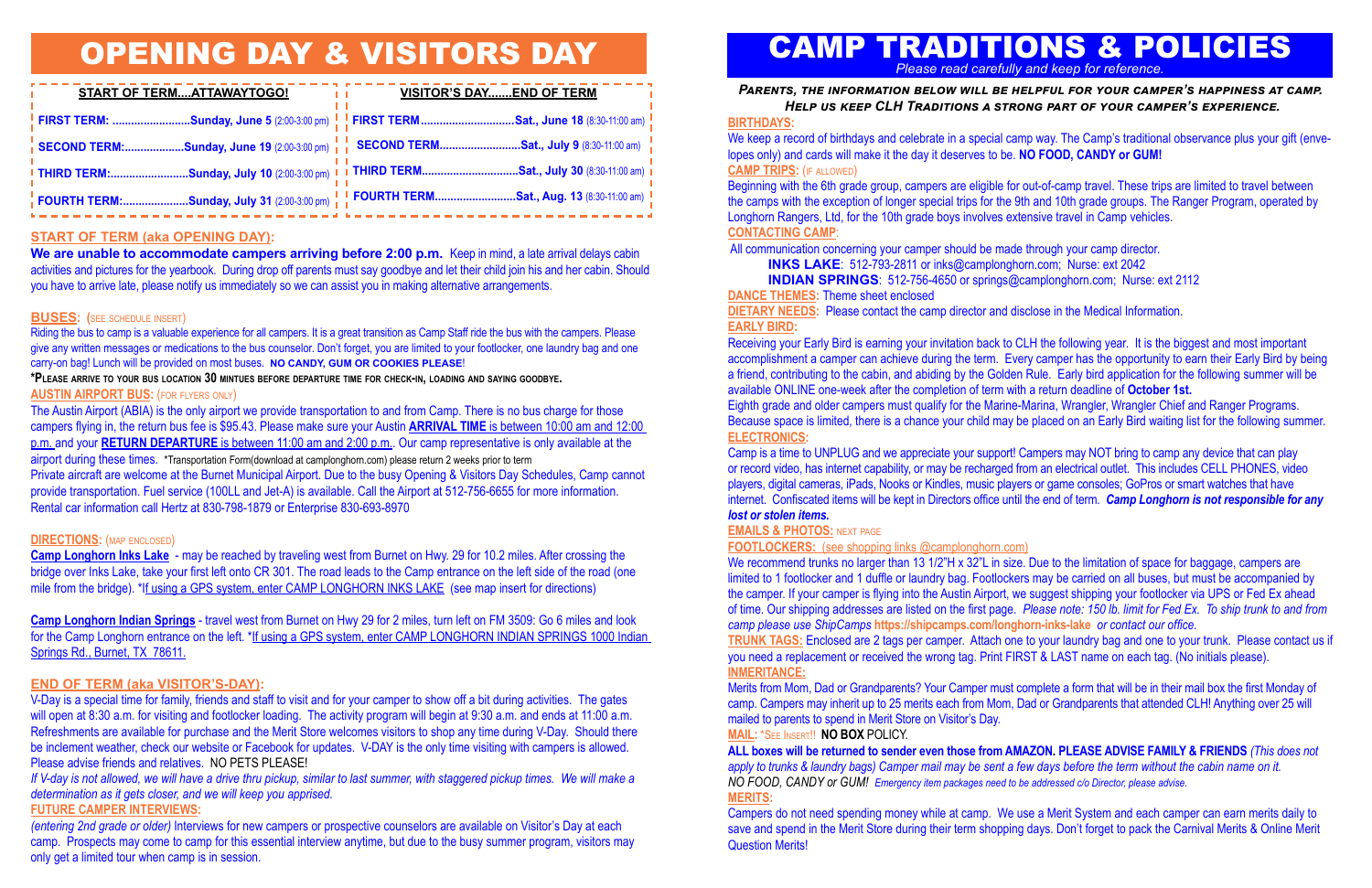# OPENING DAY & VISITORS DAY

| START OF TERM....ATTAWAYTOGO! | VISITOR'S DAY.......END OF TERM |
| --- | --- |
| FIRST TERM: .........................Sunday, June 5 (2:00-3:00 pm) | FIRST TERM.............................Sat., June 18 (8:30-11:00 am) |
| SECOND TERM:...................Sunday, June 19 (2:00-3:00 pm) | SECOND TERM..........................Sat., July 9 (8:30-11:00 am) |
| THIRD TERM:........................Sunday, July 10 (2:00-3:00 pm) | THIRD TERM..............................Sat., July 30 (8:30-11:00 am) |
| FOURTH TERM:....................Sunday, July 31 (2:00-3:00 pm) | FOURTH TERM..........................Sat., Aug. 13 (8:30-11:00 am) |

### START OF TERM (aka OPENING DAY):

**We are unable to accommodate campers arriving before 2:00 p.m.** Keep in mind, a late arrival delays cabin activities and pictures for the yearbook. During drop off parents must say goodbye and let their child join his and her cabin. Should you have to arrive late, please notify us immediately so we can assist you in making alternative arrangements.

### BUSES: (SEE SCHEDULE INSERT)

Riding the bus to camp is a valuable experience for all campers. It is a great transition as Camp Staff ride the bus with the campers. Please give any written messages or medications to the bus counselor. Don't forget, you are limited to your footlocker, one laundry bag and one carry-on bag! Lunch will be provided on most buses. **NO CANDY, GUM OR COOKIES PLEASE**!

**\*Please arrive to your bus location 30 mintues before departure time for check-in, loading and saying goodbye.**

### AUSTIN AIRPORT BUS: (FOR FLYERS ONLY)

The Austin Airport (ABIA) is the only airport we provide transportation to and from Camp. There is no bus charge for those campers flying in, the return bus fee is $95.43. Please make sure your Austin **ARRIVAL TIME** is between 10:00 am and 12:00 p.m. and your **RETURN DEPARTURE** is between 11:00 am and 2:00 p.m.. Our camp representative is only available at the airport during these times. *Transportation Form(download at camplonghorn.com) please return 2 weeks prior to term

Private aircraft are welcome at the Burnet Municipal Airport. Due to the busy Opening & Visitors Day Schedules, Camp cannot provide transportation. Fuel service (100LL and Jet-A) is available. Call the Airport at 512-756-6655 for more information. Rental car information call Hertz at 830-798-1879 or Enterprise 830-693-8970

### DIRECTIONS: (MAP ENCLOSED)

**Camp Longhorn Inks Lake** - may be reached by traveling west from Burnet on Hwy. 29 for 10.2 miles. After crossing the bridge over Inks Lake, take your first left onto CR 301. The road leads to the Camp entrance on the left side of the road (one mile from the bridge). *If using a GPS system, enter CAMP LONGHORN INKS LAKE (see map insert for directions)

**Camp Longhorn Indian Springs** - travel west from Burnet on Hwy 29 for 2 miles, turn left on FM 3509: Go 6 miles and look for the Camp Longhorn entrance on the left. *If using a GPS system, enter CAMP LONGHORN INDIAN SPRINGS 1000 Indian Springs Rd., Burnet, TX 78611.

### END OF TERM (aka VISITOR'S-DAY):

V-Day is a special time for family, friends and staff to visit and for your camper to show off a bit during activities. The gates will open at 8:30 a.m. for visiting and footlocker loading. The activity program will begin at 9:30 a.m. and ends at 11:00 a.m. Refreshments are available for purchase and the Merit Store welcomes visitors to shop any time during V-Day. Should there be inclement weather, check our website or Facebook for updates. V-DAY is the only time visiting with campers is allowed. Please advise friends and relatives. NO PETS PLEASE!

*If V-day is not allowed, we will have a drive thru pickup, similar to last summer, with staggered pickup times. We will make a determination as it gets closer, and we will keep you apprised.*

### FUTURE CAMPER INTERVIEWS:

*(entering 2nd grade or older)* Interviews for new campers or prospective counselors are available on Visitor's Day at each camp. Prospects may come to camp for this essential interview anytime, but due to the busy summer program, visitors may only get a limited tour when camp is in session.

# CAMP TRADITIONS & POLICIES

*Please read carefully and keep for reference.*

***Parents, the information below will be helpful for your camper's happiness at camp. Help us keep CLH Traditions a strong part of your camper's experience.***

### BIRTHDAYS:

We keep a record of birthdays and celebrate in a special camp way. The Camp's traditional observance plus your gift (envelopes only) and cards will make it the day it deserves to be. **NO FOOD, CANDY or GUM!**

### CAMP TRIPS: (IF ALLOWED)

Beginning with the 6th grade group, campers are eligible for out-of-camp travel. These trips are limited to travel between the camps with the exception of longer special trips for the 9th and 10th grade groups. The Ranger Program, operated by Longhorn Rangers, Ltd, for the 10th grade boys involves extensive travel in Camp vehicles.

### CONTACTING CAMP:

All communication concerning your camper should be made through your camp director.

**INKS LAKE**: 512-793-2811 or inks@camplonghorn.com; Nurse: ext 2042

**INDIAN SPRINGS**: 512-756-4650 or springs@camplonghorn.com; Nurse: ext 2112

**DANCE THEMES:** Theme sheet enclosed

**DIETARY NEEDS:** Please contact the camp director and disclose in the Medical Information.

### EARLY BIRD:

Receiving your Early Bird is earning your invitation back to CLH the following year. It is the biggest and most important accomplishment a camper can achieve during the term. Every camper has the opportunity to earn their Early Bird by being a friend, contributing to the cabin, and abiding by the Golden Rule. Early bird application for the following summer will be available ONLINE one-week after the completion of term with a return deadline of **October 1st.**

Eighth grade and older campers must qualify for the Marine-Marina, Wrangler, Wrangler Chief and Ranger Programs. Because space is limited, there is a chance your child may be placed on an Early Bird waiting list for the following summer.

### ELECTRONICS:

Camp is a time to UNPLUG and we appreciate your support! Campers may NOT bring to camp any device that can play or record video, has internet capability, or may be recharged from an electrical outlet. This includes CELL PHONES, video players, digital cameras, iPads, Nooks or Kindles, music players or game consoles; GoPros or smart watches that have internet. Confiscated items will be kept in Directors office until the end of term. ***Camp Longhorn is not responsible for any lost or stolen items.***

**EMAILS & PHOTOS:** NEXT PAGE

**FOOTLOCKERS:** (see shopping links @camplonghorn.com)

We recommend trunks no larger than 13 1/2"H x 32"L in size. Due to the limitation of space for baggage, campers are limited to 1 footlocker and 1 duffle or laundry bag. Footlockers may be carried on all buses, but must be accompanied by the camper. If your camper is flying into the Austin Airport, we suggest shipping your footlocker via UPS or Fed Ex ahead of time. Our shipping addresses are listed on the first page. *Please note: 150 lb. limit for Fed Ex. To ship trunk to and from camp please use ShipCamps* **https://shipcamps.com/longhorn-inks-lake** *or contact our office.*

**TRUNK TAGS:** Enclosed are 2 tags per camper. Attach one to your laundry bag and one to your trunk. Please contact us if you need a replacement or received the wrong tag. Print FIRST & LAST name on each tag. (No initials please).

### INMERITANCE:

Merits from Mom, Dad or Grandparents? Your Camper must complete a form that will be in their mail box the first Monday of camp. Campers may inherit up to 25 merits each from Mom, Dad or Grandparents that attended CLH! Anything over 25 will mailed to parents to spend in Merit Store on Visitor's Day.

**MAIL:** *SEE INSERT!! **NO BOX** POLICY.

**ALL boxes will be returned to sender even those from AMAZON. PLEASE ADVISE FAMILY & FRIENDS** *(This does not apply to trunks & laundry bags) Camper mail may be sent a few days before the term without the cabin name on it. NO FOOD, CANDY or GUM! Emergency item packages need to be addressed c/o Director, please advise.*

### MERITS:

Campers do not need spending money while at camp. We use a Merit System and each camper can earn merits daily to save and spend in the Merit Store during their term shopping days. Don't forget to pack the Carnival Merits & Online Merit Question Merits!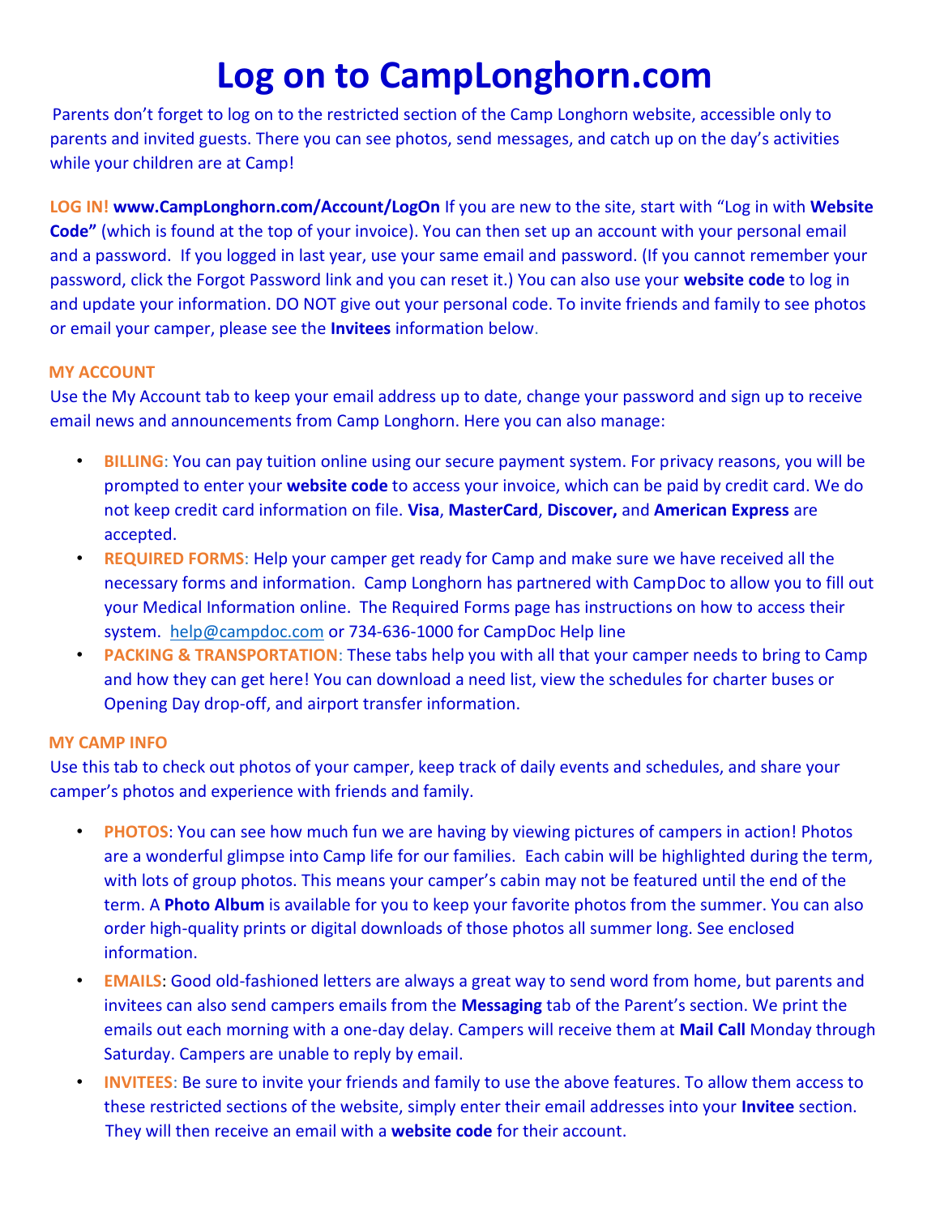# Log on to CampLonghorn.com

Parents don't forget to log on to the restricted section of the Camp Longhorn website, accessible only to parents and invited guests. There you can see photos, send messages, and catch up on the day's activities while your children are at Camp!

**LOG IN! www.CampLonghorn.com/Account/LogOn** If you are new to the site, start with "Log in with **Website Code"** (which is found at the top of your invoice). You can then set up an account with your personal email and a password. If you logged in last year, use your same email and password. (If you cannot remember your password, click the Forgot Password link and you can reset it.) You can also use your **website code** to log in and update your information. DO NOT give out your personal code. To invite friends and family to see photos or email your camper, please see the **Invitees** information below.

**MY ACCOUNT**

Use the My Account tab to keep your email address up to date, change your password and sign up to receive email news and announcements from Camp Longhorn. Here you can also manage:

- **BILLING**: You can pay tuition online using our secure payment system. For privacy reasons, you will be prompted to enter your **website code** to access your invoice, which can be paid by credit card. We do not keep credit card information on file. **Visa**, **MasterCard**, **Discover,** and **American Express** are accepted.
- **REQUIRED FORMS**: Help your camper get ready for Camp and make sure we have received all the necessary forms and information. Camp Longhorn has partnered with CampDoc to allow you to fill out your Medical Information online. The Required Forms page has instructions on how to access their system. help@campdoc.com or 734-636-1000 for CampDoc Help line
- **PACKING & TRANSPORTATION**: These tabs help you with all that your camper needs to bring to Camp and how they can get here! You can download a need list, view the schedules for charter buses or Opening Day drop-off, and airport transfer information.

**MY CAMP INFO**

Use this tab to check out photos of your camper, keep track of daily events and schedules, and share your camper's photos and experience with friends and family.

- **PHOTOS**: You can see how much fun we are having by viewing pictures of campers in action! Photos are a wonderful glimpse into Camp life for our families. Each cabin will be highlighted during the term, with lots of group photos. This means your camper's cabin may not be featured until the end of the term. A **Photo Album** is available for you to keep your favorite photos from the summer. You can also order high-quality prints or digital downloads of those photos all summer long. See enclosed information.
- **EMAILS**: Good old-fashioned letters are always a great way to send word from home, but parents and invitees can also send campers emails from the **Messaging** tab of the Parent's section. We print the emails out each morning with a one-day delay. Campers will receive them at **Mail Call** Monday through Saturday. Campers are unable to reply by email.
- **INVITEES**: Be sure to invite your friends and family to use the above features. To allow them access to these restricted sections of the website, simply enter their email addresses into your **Invitee** section. They will then receive an email with a **website code** for their account.